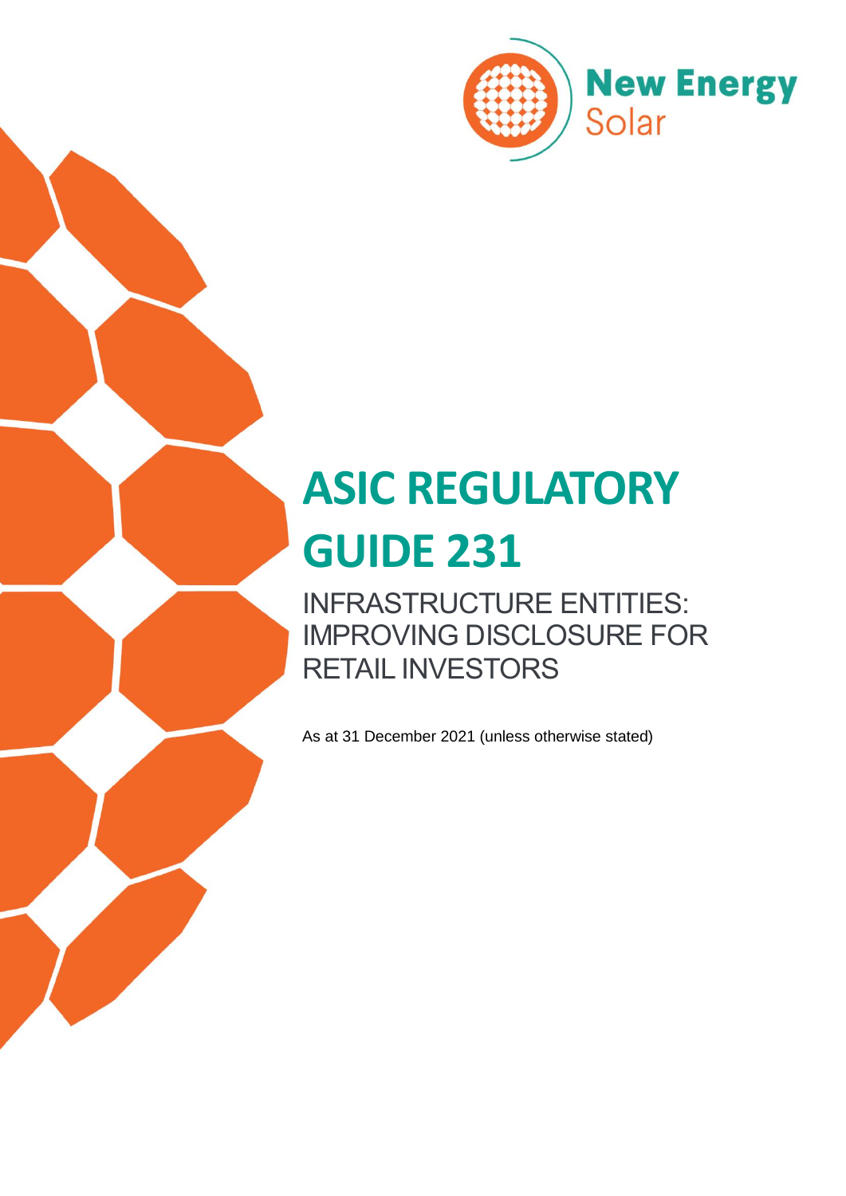New Energy Solar

# ASIC REGULATORY GUIDE 231

## INFRASTRUCTURE ENTITIES: IMPROVING DISCLOSURE FOR RETAIL INVESTORS

As at 31 December 2021 (unless otherwise stated)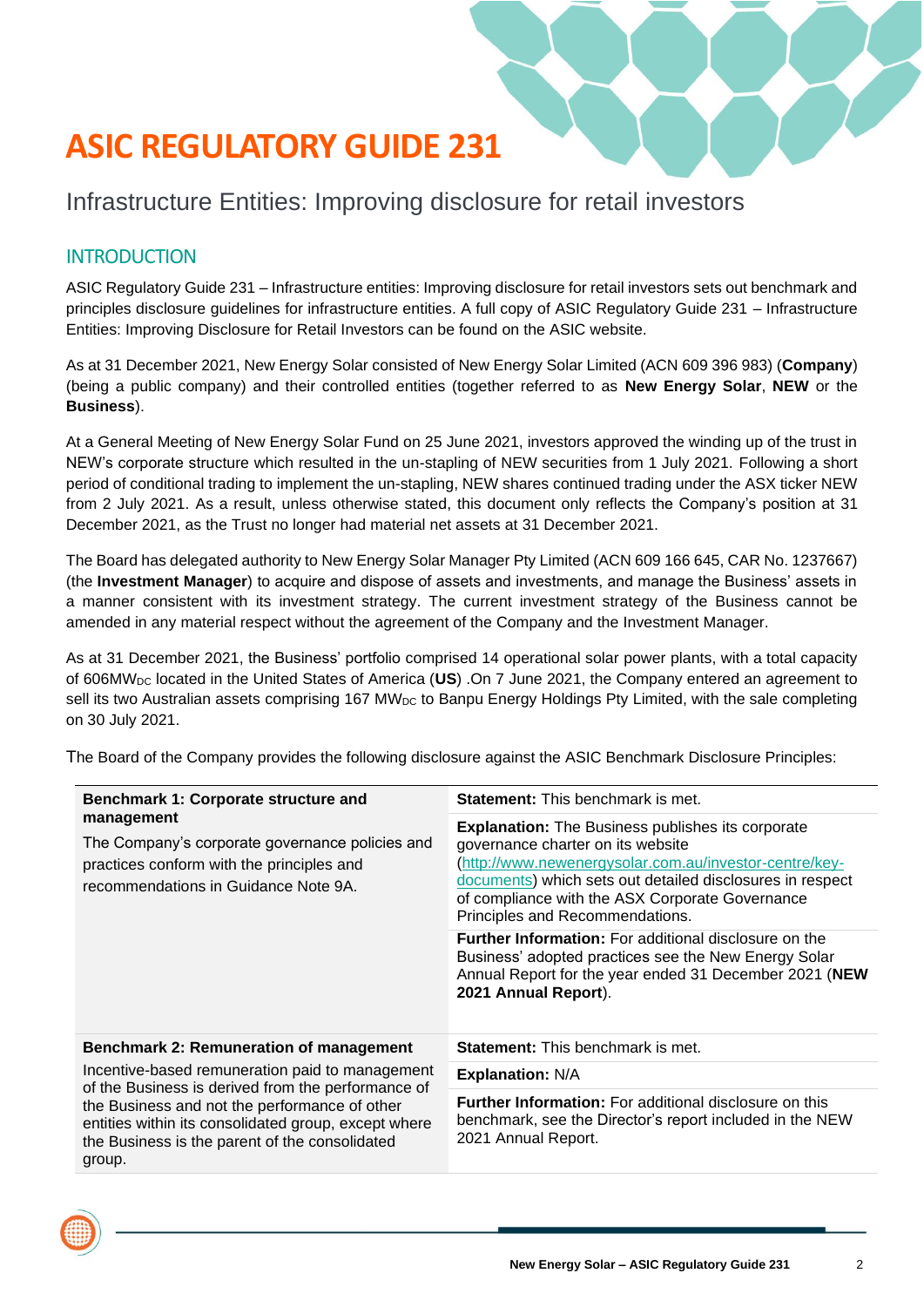# ASIC REGULATORY GUIDE 231

## Infrastructure Entities: Improving disclosure for retail investors

### INTRODUCTION

ASIC Regulatory Guide 231 – Infrastructure entities: Improving disclosure for retail investors sets out benchmark and principles disclosure guidelines for infrastructure entities. A full copy of ASIC Regulatory Guide 231 – Infrastructure Entities: Improving Disclosure for Retail Investors can be found on the ASIC website.

As at 31 December 2021, New Energy Solar consisted of New Energy Solar Limited (ACN 609 396 983) (**Company**) (being a public company) and their controlled entities (together referred to as **New Energy Solar**, **NEW** or the **Business**).

At a General Meeting of New Energy Solar Fund on 25 June 2021, investors approved the winding up of the trust in NEW's corporate structure which resulted in the un-stapling of NEW securities from 1 July 2021. Following a short period of conditional trading to implement the un-stapling, NEW shares continued trading under the ASX ticker NEW from 2 July 2021. As a result, unless otherwise stated, this document only reflects the Company's position at 31 December 2021, as the Trust no longer had material net assets at 31 December 2021.

The Board has delegated authority to New Energy Solar Manager Pty Limited (ACN 609 166 645, CAR No. 1237667) (the **Investment Manager**) to acquire and dispose of assets and investments, and manage the Business' assets in a manner consistent with its investment strategy. The current investment strategy of the Business cannot be amended in any material respect without the agreement of the Company and the Investment Manager.

As at 31 December 2021, the Business' portfolio comprised 14 operational solar power plants, with a total capacity of 606$MW_{DC}$ located in the United States of America (**US**) .On 7 June 2021, the Company entered an agreement to sell its two Australian assets comprising 167 $MW_{DC}$ to Banpu Energy Holdings Pty Limited, with the sale completing on 30 July 2021.

The Board of the Company provides the following disclosure against the ASIC Benchmark Disclosure Principles:

| Benchmark | Disclosure |
|---|---|
| **Benchmark 1: Corporate structure and management**<br>The Company's corporate governance policies and practices conform with the principles and recommendations in Guidance Note 9A. | **Statement:** This benchmark is met.<br>**Explanation:** The Business publishes its corporate governance charter on its website (http://www.newenergysolar.com.au/investor-centre/key-documents) which sets out detailed disclosures in respect of compliance with the ASX Corporate Governance Principles and Recommendations.<br>**Further Information:** For additional disclosure on the Business' adopted practices see the New Energy Solar Annual Report for the year ended 31 December 2021 (**NEW 2021 Annual Report**). |
| **Benchmark 2: Remuneration of management**<br>Incentive-based remuneration paid to management of the Business is derived from the performance of the Business and not the performance of other entities within its consolidated group, except where the Business is the parent of the consolidated group. | **Statement:** This benchmark is met.<br>**Explanation:** N/A<br>**Further Information:** For additional disclosure on this benchmark, see the Director's report included in the NEW 2021 Annual Report. |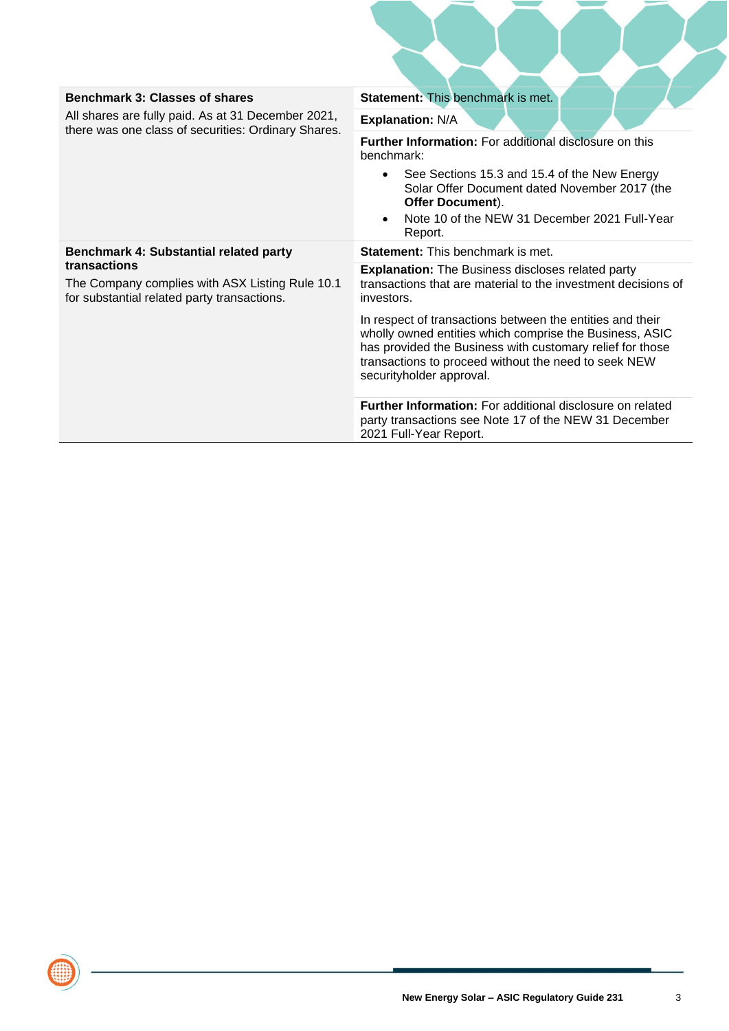| Benchmark | Response |
|---|---|
| **Benchmark 3: Classes of shares**<br><br>All shares are fully paid. As at 31 December 2021, there was one class of securities: Ordinary Shares. | **Statement:** This benchmark is met.<br><br>**Explanation:** N/A<br><br>**Further Information:** For additional disclosure on this benchmark:<br>• See Sections 15.3 and 15.4 of the New Energy Solar Offer Document dated November 2017 (the **Offer Document**).<br>• Note 10 of the NEW 31 December 2021 Full-Year Report. |
| **Benchmark 4: Substantial related party transactions**<br><br>The Company complies with ASX Listing Rule 10.1 for substantial related party transactions. | **Statement:** This benchmark is met.<br><br>**Explanation:** The Business discloses related party transactions that are material to the investment decisions of investors.<br><br>In respect of transactions between the entities and their wholly owned entities which comprise the Business, ASIC has provided the Business with customary relief for those transactions to proceed without the need to seek NEW securityholder approval.<br><br>**Further Information:** For additional disclosure on related party transactions see Note 17 of the NEW 31 December 2021 Full-Year Report. |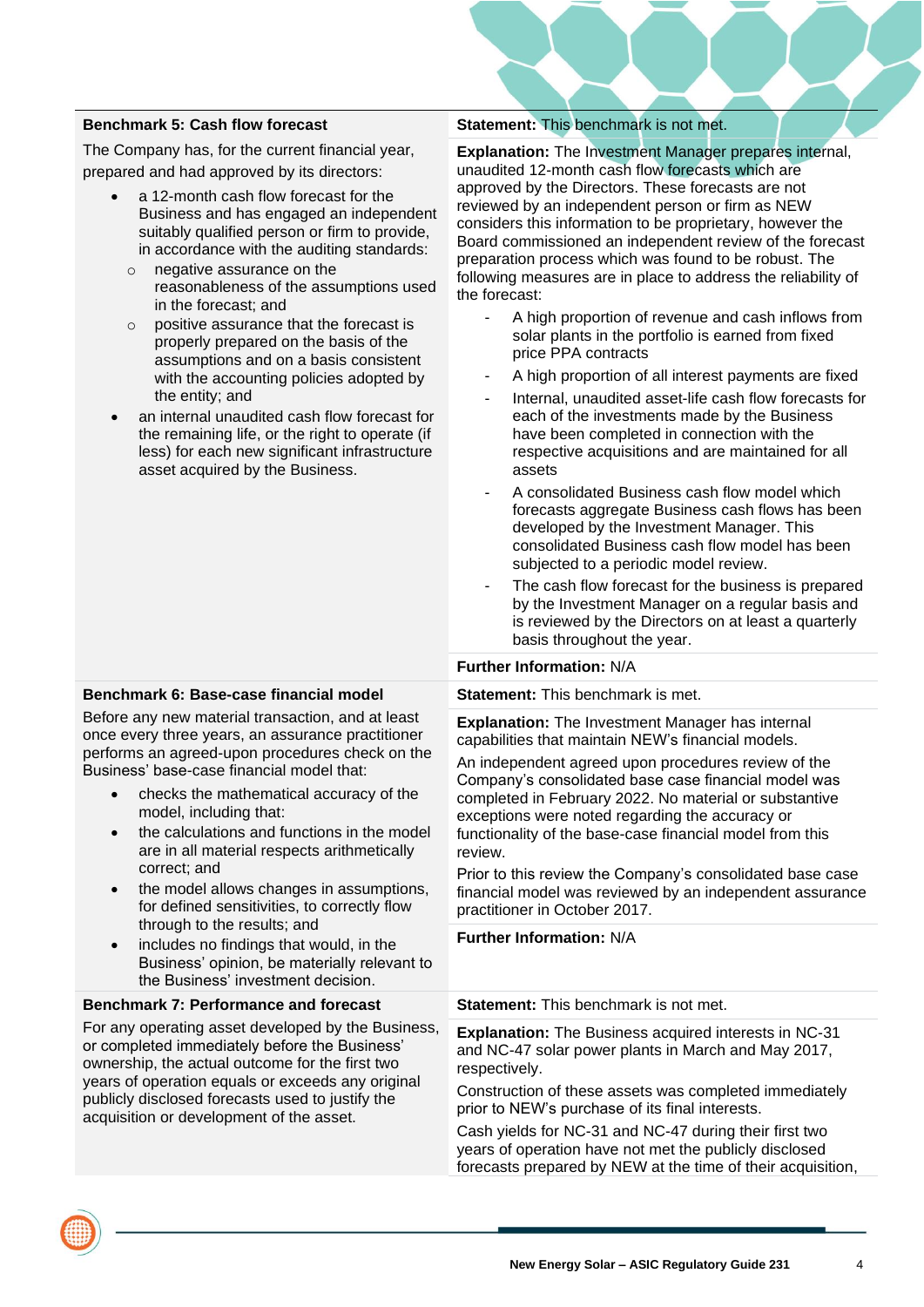| Benchmark | Statement |
| --- | --- |
| **Benchmark 5: Cash flow forecast**<br><br>The Company has, for the current financial year, prepared and had approved by its directors:<br><br>• a 12-month cash flow forecast for the Business and has engaged an independent suitably qualified person or firm to provide, in accordance with the auditing standards:<br>  ○ negative assurance on the reasonableness of the assumptions used in the forecast; and<br>  ○ positive assurance that the forecast is properly prepared on the basis of the assumptions and on a basis consistent with the accounting policies adopted by the entity; and<br>• an internal unaudited cash flow forecast for the remaining life, or the right to operate (if less) for each new significant infrastructure asset acquired by the Business. | **Statement:** This benchmark is not met.<br><br>**Explanation:** The Investment Manager prepares internal, unaudited 12-month cash flow forecasts which are approved by the Directors. These forecasts are not reviewed by an independent person or firm as NEW considers this information to be proprietary, however the Board commissioned an independent review of the forecast preparation process which was found to be robust. The following measures are in place to address the reliability of the forecast:<br><br>- A high proportion of revenue and cash inflows from solar plants in the portfolio is earned from fixed price PPA contracts<br>- A high proportion of all interest payments are fixed<br>- Internal, unaudited asset-life cash flow forecasts for each of the investments made by the Business have been completed in connection with the respective acquisitions and are maintained for all assets<br>- A consolidated Business cash flow model which forecasts aggregate Business cash flows has been developed by the Investment Manager. This consolidated Business cash flow model has been subjected to a periodic model review.<br>- The cash flow forecast for the business is prepared by the Investment Manager on a regular basis and is reviewed by the Directors on at least a quarterly basis throughout the year.<br><br>**Further Information:** N/A |
| **Benchmark 6: Base-case financial model**<br><br>Before any new material transaction, and at least once every three years, an assurance practitioner performs an agreed-upon procedures check on the Business' base-case financial model that:<br><br>• checks the mathematical accuracy of the model, including that:<br>• the calculations and functions in the model are in all material respects arithmetically correct; and<br>• the model allows changes in assumptions, for defined sensitivities, to correctly flow through to the results; and<br>• includes no findings that would, in the Business' opinion, be materially relevant to the Business' investment decision. | **Statement:** This benchmark is met.<br><br>**Explanation:** The Investment Manager has internal capabilities that maintain NEW's financial models.<br><br>An independent agreed upon procedures review of the Company's consolidated base case financial model was completed in February 2022. No material or substantive exceptions were noted regarding the accuracy or functionality of the base-case financial model from this review.<br><br>Prior to this review the Company's consolidated base case financial model was reviewed by an independent assurance practitioner in October 2017.<br><br>**Further Information:** N/A |
| **Benchmark 7: Performance and forecast**<br><br>For any operating asset developed by the Business, or completed immediately before the Business' ownership, the actual outcome for the first two years of operation equals or exceeds any original publicly disclosed forecasts used to justify the acquisition or development of the asset. | **Statement:** This benchmark is not met.<br><br>**Explanation:** The Business acquired interests in NC-31 and NC-47 solar power plants in March and May 2017, respectively.<br><br>Construction of these assets was completed immediately prior to NEW's purchase of its final interests.<br><br>Cash yields for NC-31 and NC-47 during their first two years of operation have not met the publicly disclosed forecasts prepared by NEW at the time of their acquisition, |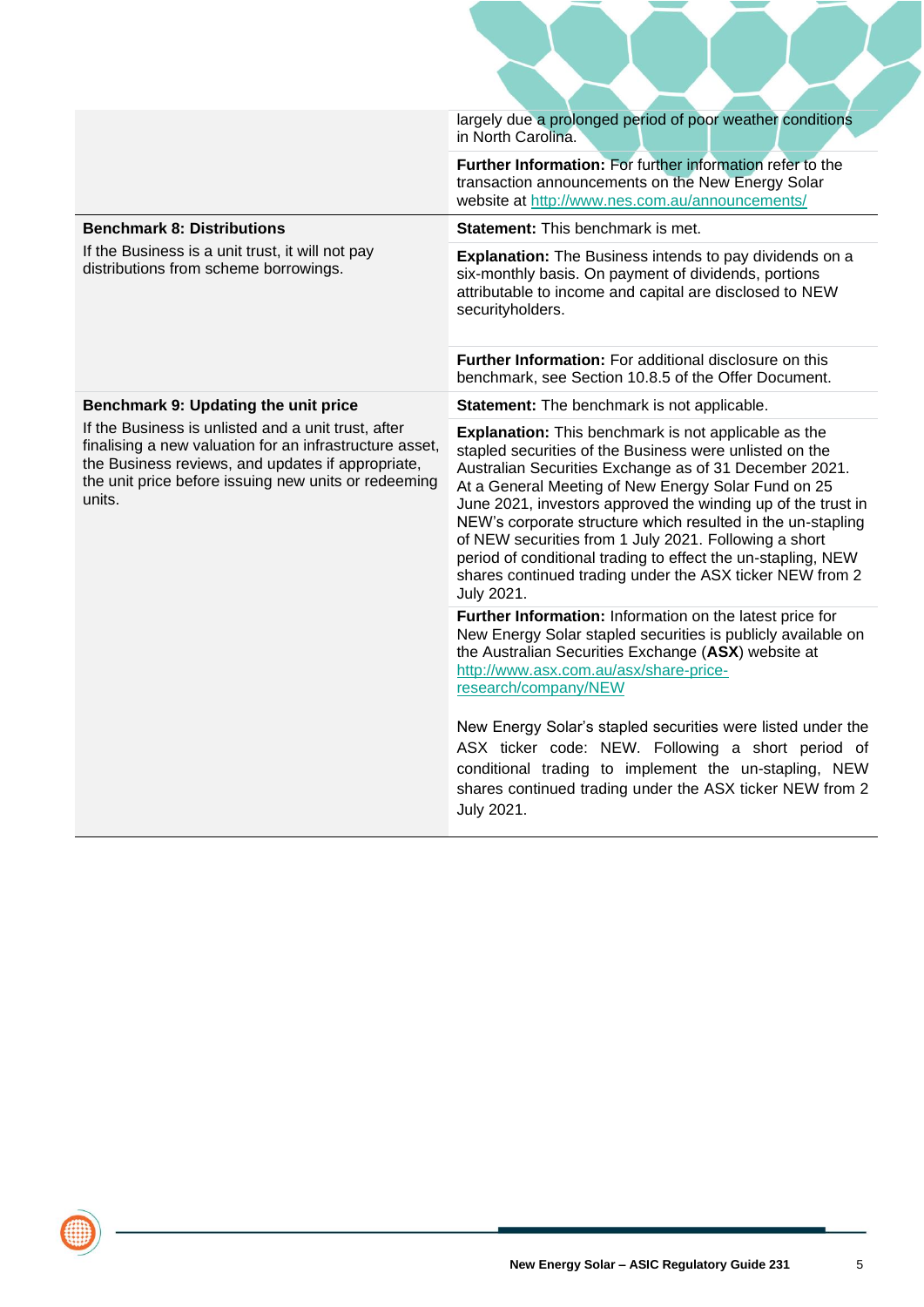| | |
|---|---|
| | largely due a prolonged period of poor weather conditions in North Carolina.<br><br>**Further Information:** For further information refer to the transaction announcements on the New Energy Solar website at http://www.nes.com.au/announcements/ |
| **Benchmark 8: Distributions**<br><br>If the Business is a unit trust, it will not pay distributions from scheme borrowings. | **Statement:** This benchmark is met.<br><br>**Explanation:** The Business intends to pay dividends on a six-monthly basis. On payment of dividends, portions attributable to income and capital are disclosed to NEW securityholders.<br><br>**Further Information:** For additional disclosure on this benchmark, see Section 10.8.5 of the Offer Document. |
| **Benchmark 9: Updating the unit price**<br><br>If the Business is unlisted and a unit trust, after finalising a new valuation for an infrastructure asset, the Business reviews, and updates if appropriate, the unit price before issuing new units or redeeming units. | **Statement:** The benchmark is not applicable.<br><br>**Explanation:** This benchmark is not applicable as the stapled securities of the Business were unlisted on the Australian Securities Exchange as of 31 December 2021. At a General Meeting of New Energy Solar Fund on 25 June 2021, investors approved the winding up of the trust in NEW's corporate structure which resulted in the un-stapling of NEW securities from 1 July 2021. Following a short period of conditional trading to effect the un-stapling, NEW shares continued trading under the ASX ticker NEW from 2 July 2021.<br><br>**Further Information:** Information on the latest price for New Energy Solar stapled securities is publicly available on the Australian Securities Exchange (**ASX**) website at http://www.asx.com.au/asx/share-price-research/company/NEW<br><br>New Energy Solar's stapled securities were listed under the ASX ticker code: NEW. Following a short period of conditional trading to implement the un-stapling, NEW shares continued trading under the ASX ticker NEW from 2 July 2021. |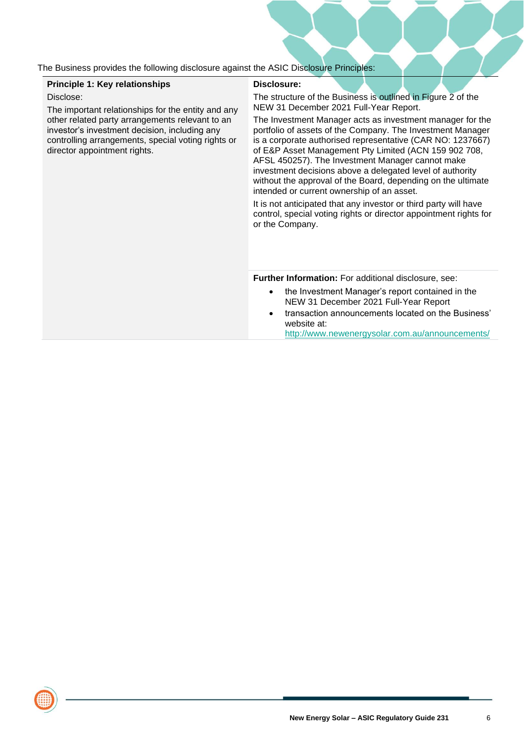The Business provides the following disclosure against the ASIC Disclosure Principles:

| **Principle 1: Key relationships** | **Disclosure:** |
|---|---|
| Disclose:<br><br>The important relationships for the entity and any other related party arrangements relevant to an investor's investment decision, including any controlling arrangements, special voting rights or director appointment rights. | The structure of the Business is outlined in Figure 2 of the NEW 31 December 2021 Full-Year Report.<br><br>The Investment Manager acts as investment manager for the portfolio of assets of the Company. The Investment Manager is a corporate authorised representative (CAR NO: 1237667) of E&P Asset Management Pty Limited (ACN 159 902 708, AFSL 450257). The Investment Manager cannot make investment decisions above a delegated level of authority without the approval of the Board, depending on the ultimate intended or current ownership of an asset.<br><br>It is not anticipated that any investor or third party will have control, special voting rights or director appointment rights for or the Company. |
| | **Further Information:** For additional disclosure, see:<br>• the Investment Manager's report contained in the NEW 31 December 2021 Full-Year Report<br>• transaction announcements located on the Business' website at: http://www.newenergysolar.com.au/announcements/ |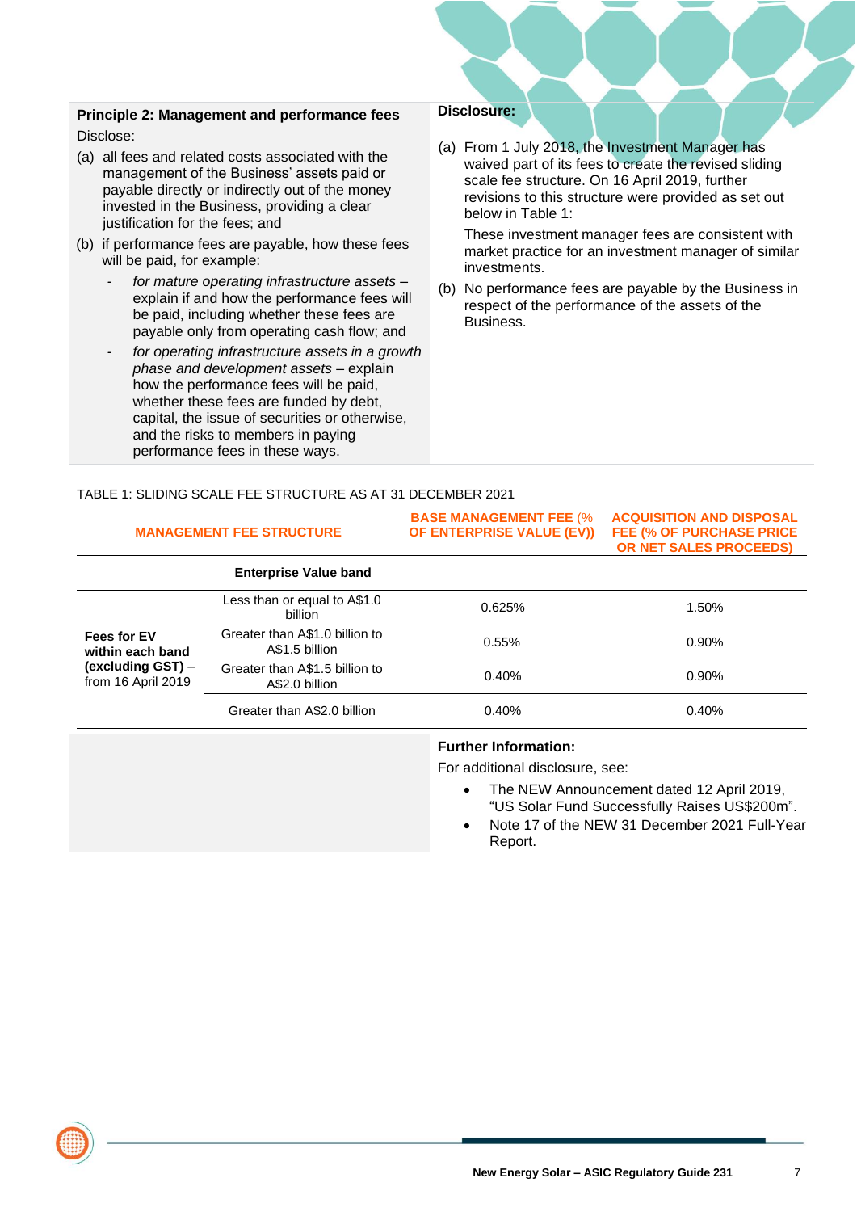**Principle 2: Management and performance fees**

Disclose:

(a) all fees and related costs associated with the management of the Business' assets paid or payable directly or indirectly out of the money invested in the Business, providing a clear justification for the fees; and

(b) if performance fees are payable, how these fees will be paid, for example:

- *for mature operating infrastructure assets* – explain if and how the performance fees will be paid, including whether these fees are payable only from operating cash flow; and
- *for operating infrastructure assets in a growth phase and development assets* – explain how the performance fees will be paid, whether these fees are funded by debt, capital, the issue of securities or otherwise, and the risks to members in paying performance fees in these ways.

**Disclosure:**

(a) From 1 July 2018, the Investment Manager has waived part of its fees to create the revised sliding scale fee structure. On 16 April 2019, further revisions to this structure were provided as set out below in Table 1:

These investment manager fees are consistent with market practice for an investment manager of similar investments.

(b) No performance fees are payable by the Business in respect of the performance of the assets of the Business.

TABLE 1: SLIDING SCALE FEE STRUCTURE AS AT 31 DECEMBER 2021

| MANAGEMENT FEE STRUCTURE | | BASE MANAGEMENT FEE (% OF ENTERPRISE VALUE (EV)) | ACQUISITION AND DISPOSAL FEE (% OF PURCHASE PRICE OR NET SALES PROCEEDS) |
|---|---|---|---|
| | **Enterprise Value band** | | |
| **Fees for EV within each band (excluding GST)** – from 16 April 2019 | Less than or equal to A$1.0 billion | 0.625% | 1.50% |
| | Greater than A$1.0 billion to A$1.5 billion | 0.55% | 0.90% |
| | Greater than A$1.5 billion to A$2.0 billion | 0.40% | 0.90% |
| | Greater than A$2.0 billion | 0.40% | 0.40% |

**Further Information:**

For additional disclosure, see:

- The NEW Announcement dated 12 April 2019, "US Solar Fund Successfully Raises US$200m".
- Note 17 of the NEW 31 December 2021 Full-Year Report.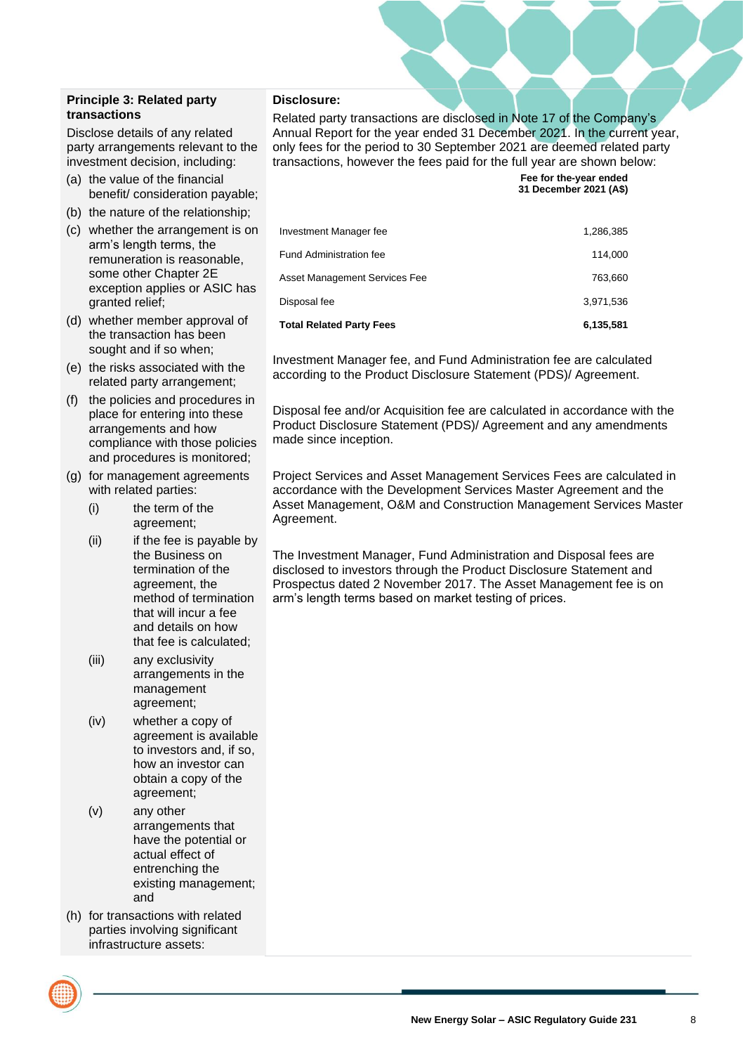**Principle 3: Related party transactions**

Disclose details of any related party arrangements relevant to the investment decision, including:

(a) the value of the financial benefit/ consideration payable;

(b) the nature of the relationship;

(c) whether the arrangement is on arm's length terms, the remuneration is reasonable, some other Chapter 2E exception applies or ASIC has granted relief;

(d) whether member approval of the transaction has been sought and if so when;

(e) the risks associated with the related party arrangement;

(f) the policies and procedures in place for entering into these arrangements and how compliance with those policies and procedures is monitored;

(g) for management agreements with related parties:

- (i) the term of the agreement;
- (ii) if the fee is payable by the Business on termination of the agreement, the method of termination that will incur a fee and details on how that fee is calculated;
- (iii) any exclusivity arrangements in the management agreement;
- (iv) whether a copy of agreement is available to investors and, if so, how an investor can obtain a copy of the agreement;
- (v) any other arrangements that have the potential or actual effect of entrenching the existing management; and

(h) for transactions with related parties involving significant infrastructure assets:

**Disclosure:**

Related party transactions are disclosed in Note 17 of the Company's Annual Report for the year ended 31 December 2021. In the current year, only fees for the period to 30 September 2021 are deemed related party transactions, however the fees paid for the full year are shown below:

| | Fee for the-year ended 31 December 2021 (A$) |
|---|---|
| Investment Manager fee | 1,286,385 |
| Fund Administration fee | 114,000 |
| Asset Management Services Fee | 763,660 |
| Disposal fee | 3,971,536 |
| **Total Related Party Fees** | **6,135,581** |

Investment Manager fee, and Fund Administration fee are calculated according to the Product Disclosure Statement (PDS)/ Agreement.

Disposal fee and/or Acquisition fee are calculated in accordance with the Product Disclosure Statement (PDS)/ Agreement and any amendments made since inception.

Project Services and Asset Management Services Fees are calculated in accordance with the Development Services Master Agreement and the Asset Management, O&M and Construction Management Services Master Agreement.

The Investment Manager, Fund Administration and Disposal fees are disclosed to investors through the Product Disclosure Statement and Prospectus dated 2 November 2017. The Asset Management fee is on arm's length terms based on market testing of prices.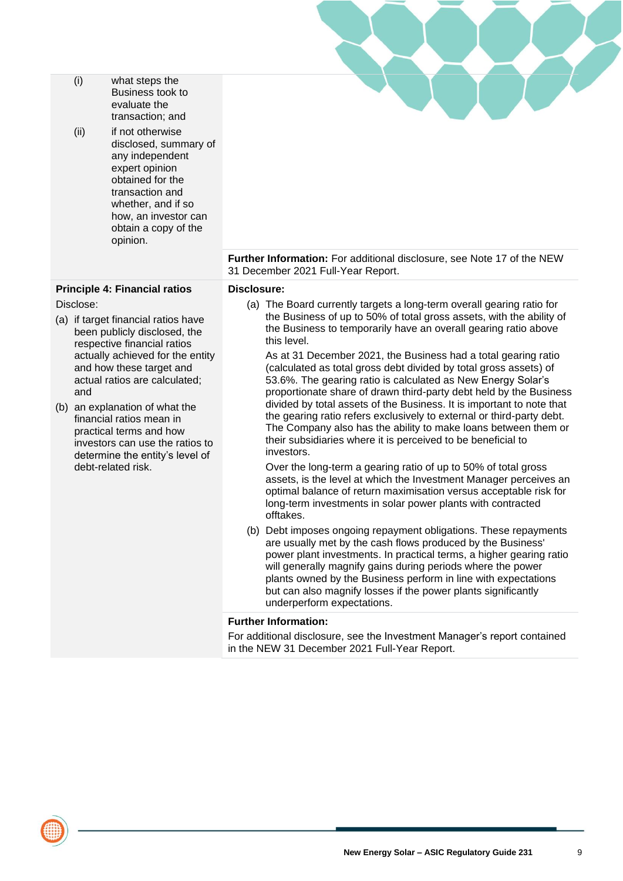| | |
|---|---|
| (i) what steps the Business took to evaluate the transaction; and<br><br>(ii) if not otherwise disclosed, summary of any independent expert opinion obtained for the transaction and whether, and if so how, an investor can obtain a copy of the opinion. | **Further Information:** For additional disclosure, see Note 17 of the NEW 31 December 2021 Full-Year Report. |
| **Principle 4: Financial ratios**<br><br>Disclose:<br><br>(a) if target financial ratios have been publicly disclosed, the respective financial ratios actually achieved for the entity and how these target and actual ratios are calculated; and<br><br>(b) an explanation of what the financial ratios mean in practical terms and how investors can use the ratios to determine the entity's level of debt-related risk. | **Disclosure:**<br><br>(a) The Board currently targets a long-term overall gearing ratio for the Business of up to 50% of total gross assets, with the ability of the Business to temporarily have an overall gearing ratio above this level.<br><br>As at 31 December 2021, the Business had a total gearing ratio (calculated as total gross debt divided by total gross assets) of 53.6%. The gearing ratio is calculated as New Energy Solar's proportionate share of drawn third-party debt held by the Business divided by total assets of the Business. It is important to note that the gearing ratio refers exclusively to external or third-party debt. The Company also has the ability to make loans between them or their subsidiaries where it is perceived to be beneficial to investors.<br><br>Over the long-term a gearing ratio of up to 50% of total gross assets, is the level at which the Investment Manager perceives an optimal balance of return maximisation versus acceptable risk for long-term investments in solar power plants with contracted offtakes.<br><br>(b) Debt imposes ongoing repayment obligations. These repayments are usually met by the cash flows produced by the Business' power plant investments. In practical terms, a higher gearing ratio will generally magnify gains during periods where the power plants owned by the Business perform in line with expectations but can also magnify losses if the power plants significantly underperform expectations.<br><br>**Further Information:**<br><br>For additional disclosure, see the Investment Manager's report contained in the NEW 31 December 2021 Full-Year Report. |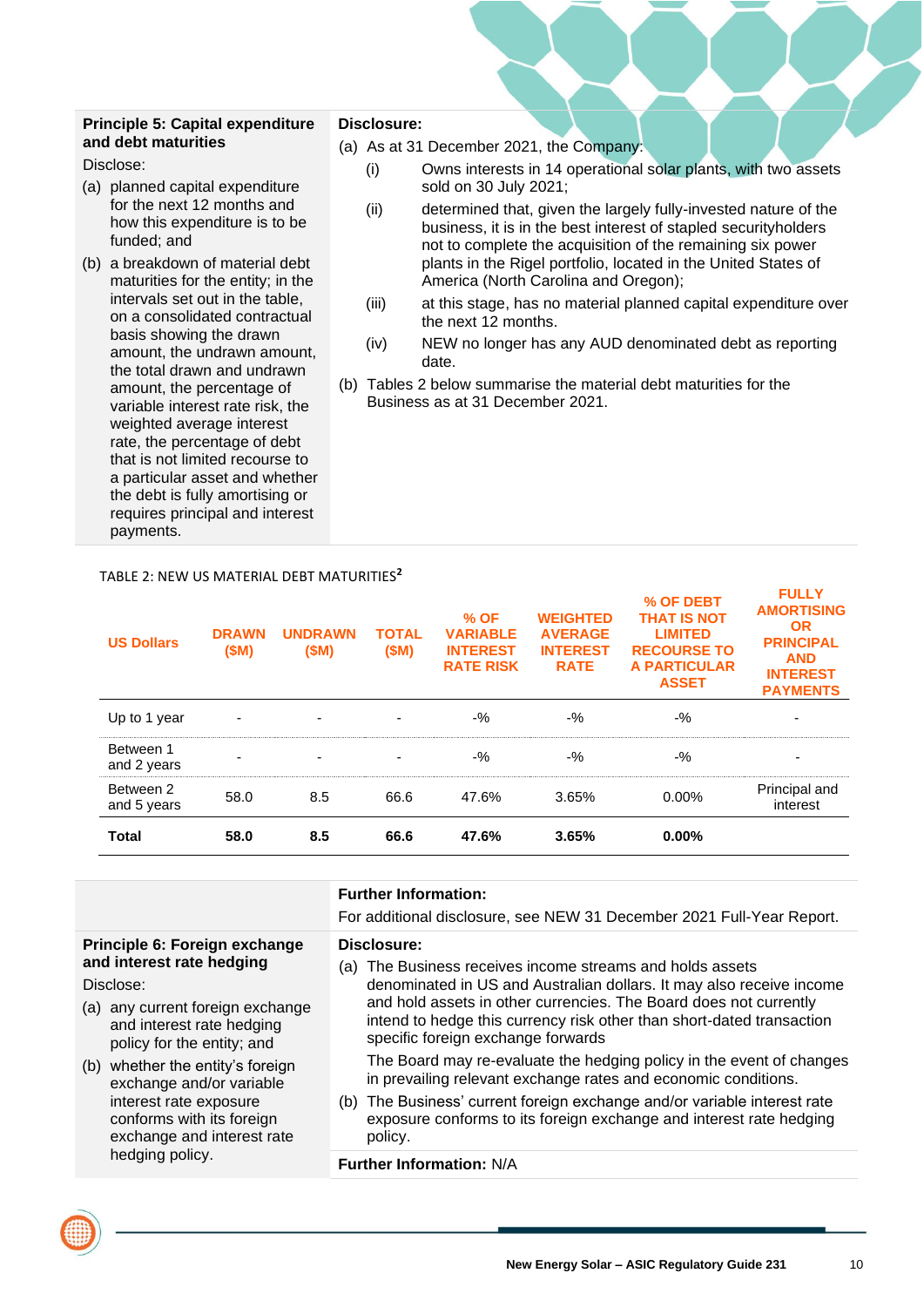**Principle 5: Capital expenditure and debt maturities**

Disclose:

(a) planned capital expenditure for the next 12 months and how this expenditure is to be funded; and

(b) a breakdown of material debt maturities for the entity; in the intervals set out in the table, on a consolidated contractual basis showing the drawn amount, the undrawn amount, the total drawn and undrawn amount, the percentage of variable interest rate risk, the weighted average interest rate, the percentage of debt that is not limited recourse to a particular asset and whether the debt is fully amortising or requires principal and interest payments.

**Disclosure:**

(a) As at 31 December 2021, the Company:

- (i) Owns interests in 14 operational solar plants, with two assets sold on 30 July 2021;
- (ii) determined that, given the largely fully-invested nature of the business, it is in the best interest of stapled securityholders not to complete the acquisition of the remaining six power plants in the Rigel portfolio, located in the United States of America (North Carolina and Oregon);
- (iii) at this stage, has no material planned capital expenditure over the next 12 months.
- (iv) NEW no longer has any AUD denominated debt as reporting date.

(b) Tables 2 below summarise the material debt maturities for the Business as at 31 December 2021.

TABLE 2: NEW US MATERIAL DEBT MATURITIES[2]

| US Dollars | DRAWN ($M) | UNDRAWN ($M) | TOTAL ($M) | % OF VARIABLE INTEREST RATE RISK | WEIGHTED AVERAGE INTEREST RATE | % OF DEBT THAT IS NOT LIMITED RECOURSE TO A PARTICULAR ASSET | FULLY AMORTISING OR PRINCIPAL AND INTEREST PAYMENTS |
|---|---|---|---|---|---|---|---|
| Up to 1 year | - | - | - | -% | -% | -% | - |
| Between 1 and 2 years | - | - | - | -% | -% | -% | - |
| Between 2 and 5 years | 58.0 | 8.5 | 66.6 | 47.6% | 3.65% | 0.00% | Principal and interest |
| **Total** | **58.0** | **8.5** | **66.6** | **47.6%** | **3.65%** | **0.00%** | |

**Further Information:**

For additional disclosure, see NEW 31 December 2021 Full-Year Report.

**Principle 6: Foreign exchange and interest rate hedging**

Disclose:

(a) any current foreign exchange and interest rate hedging policy for the entity; and

(b) whether the entity's foreign exchange and/or variable interest rate exposure conforms with its foreign exchange and interest rate hedging policy.

**Disclosure:**

(a) The Business receives income streams and holds assets denominated in US and Australian dollars. It may also receive income and hold assets in other currencies. The Board does not currently intend to hedge this currency risk other than short-dated transaction specific foreign exchange forwards

The Board may re-evaluate the hedging policy in the event of changes in prevailing relevant exchange rates and economic conditions.

(b) The Business' current foreign exchange and/or variable interest rate exposure conforms to its foreign exchange and interest rate hedging policy.

**Further Information:** N/A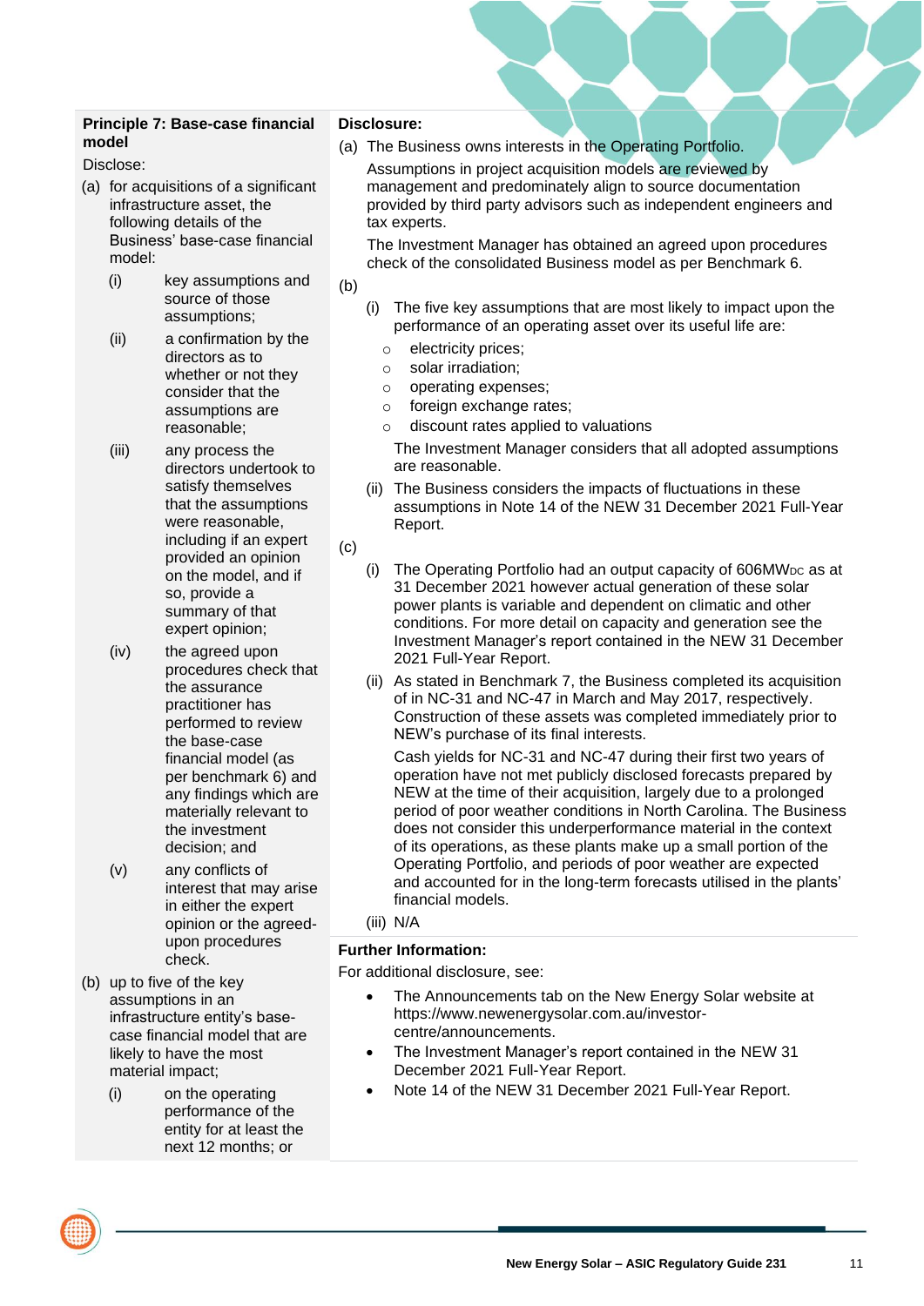**Principle 7: Base-case financial model**

Disclose:

(a) for acquisitions of a significant infrastructure asset, the following details of the Business' base-case financial model:

- (i) key assumptions and source of those assumptions;
- (ii) a confirmation by the directors as to whether or not they consider that the assumptions are reasonable;
- (iii) any process the directors undertook to satisfy themselves that the assumptions were reasonable, including if an expert provided an opinion on the model, and if so, provide a summary of that expert opinion;
- (iv) the agreed upon procedures check that the assurance practitioner has performed to review the base-case financial model (as per benchmark 6) and any findings which are materially relevant to the investment decision; and
- (v) any conflicts of interest that may arise in either the expert opinion or the agreed-upon procedures check.

(b) up to five of the key assumptions in an infrastructure entity's base-case financial model that are likely to have the most material impact;

- (i) on the operating performance of the entity for at least the next 12 months; or

**Disclosure:**

(a) The Business owns interests in the Operating Portfolio.

Assumptions in project acquisition models are reviewed by management and predominately align to source documentation provided by third party advisors such as independent engineers and tax experts.

The Investment Manager has obtained an agreed upon procedures check of the consolidated Business model as per Benchmark 6.

(b)

(i) The five key assumptions that are most likely to impact upon the performance of an operating asset over its useful life are:

- electricity prices;
- solar irradiation;
- operating expenses;
- foreign exchange rates;
- discount rates applied to valuations

The Investment Manager considers that all adopted assumptions are reasonable.

(ii) The Business considers the impacts of fluctuations in these assumptions in Note 14 of the NEW 31 December 2021 Full-Year Report.

(c)

(i) The Operating Portfolio had an output capacity of 606MW$_{DC}$ as at 31 December 2021 however actual generation of these solar power plants is variable and dependent on climatic and other conditions. For more detail on capacity and generation see the Investment Manager's report contained in the NEW 31 December 2021 Full-Year Report.

(ii) As stated in Benchmark 7, the Business completed its acquisition of in NC-31 and NC-47 in March and May 2017, respectively. Construction of these assets was completed immediately prior to NEW's purchase of its final interests.

Cash yields for NC-31 and NC-47 during their first two years of operation have not met publicly disclosed forecasts prepared by NEW at the time of their acquisition, largely due to a prolonged period of poor weather conditions in North Carolina. The Business does not consider this underperformance material in the context of its operations, as these plants make up a small portion of the Operating Portfolio, and periods of poor weather are expected and accounted for in the long-term forecasts utilised in the plants' financial models.

(iii) N/A

**Further Information:**

For additional disclosure, see:

- The Announcements tab on the New Energy Solar website at https://www.newenergysolar.com.au/investor-centre/announcements.
- The Investment Manager's report contained in the NEW 31 December 2021 Full-Year Report.
- Note 14 of the NEW 31 December 2021 Full-Year Report.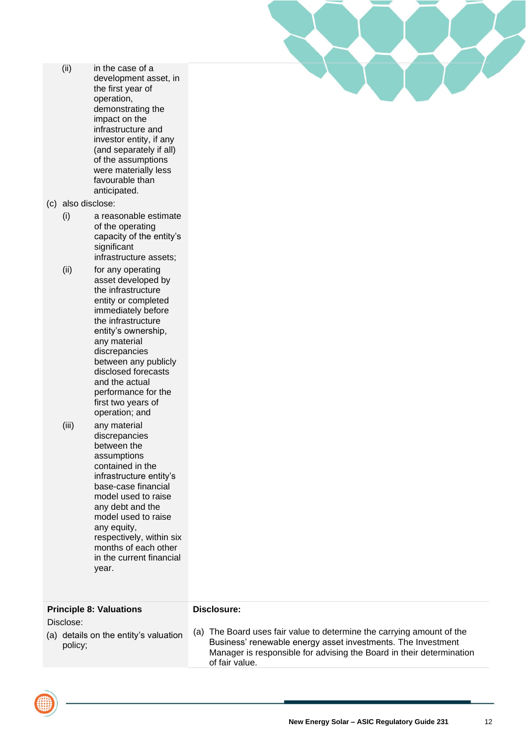| | |
|---|---|
| (ii) in the case of a development asset, in the first year of operation, demonstrating the impact on the infrastructure and investor entity, if any (and separately if all) of the assumptions were materially less favourable than anticipated.<br>(c) also disclose:<br>(i) a reasonable estimate of the operating capacity of the entity's significant infrastructure assets;<br>(ii) for any operating asset developed by the infrastructure entity or completed immediately before the infrastructure entity's ownership, any material discrepancies between any publicly disclosed forecasts and the actual performance for the first two years of operation; and<br>(iii) any material discrepancies between the assumptions contained in the infrastructure entity's base-case financial model used to raise any debt and the model used to raise any equity, respectively, within six months of each other in the current financial year. | |
| **Principle 8: Valuations**<br>Disclose:<br>(a) details on the entity's valuation policy; | **Disclosure:**<br>(a) The Board uses fair value to determine the carrying amount of the Business' renewable energy asset investments. The Investment Manager is responsible for advising the Board in their determination of fair value. |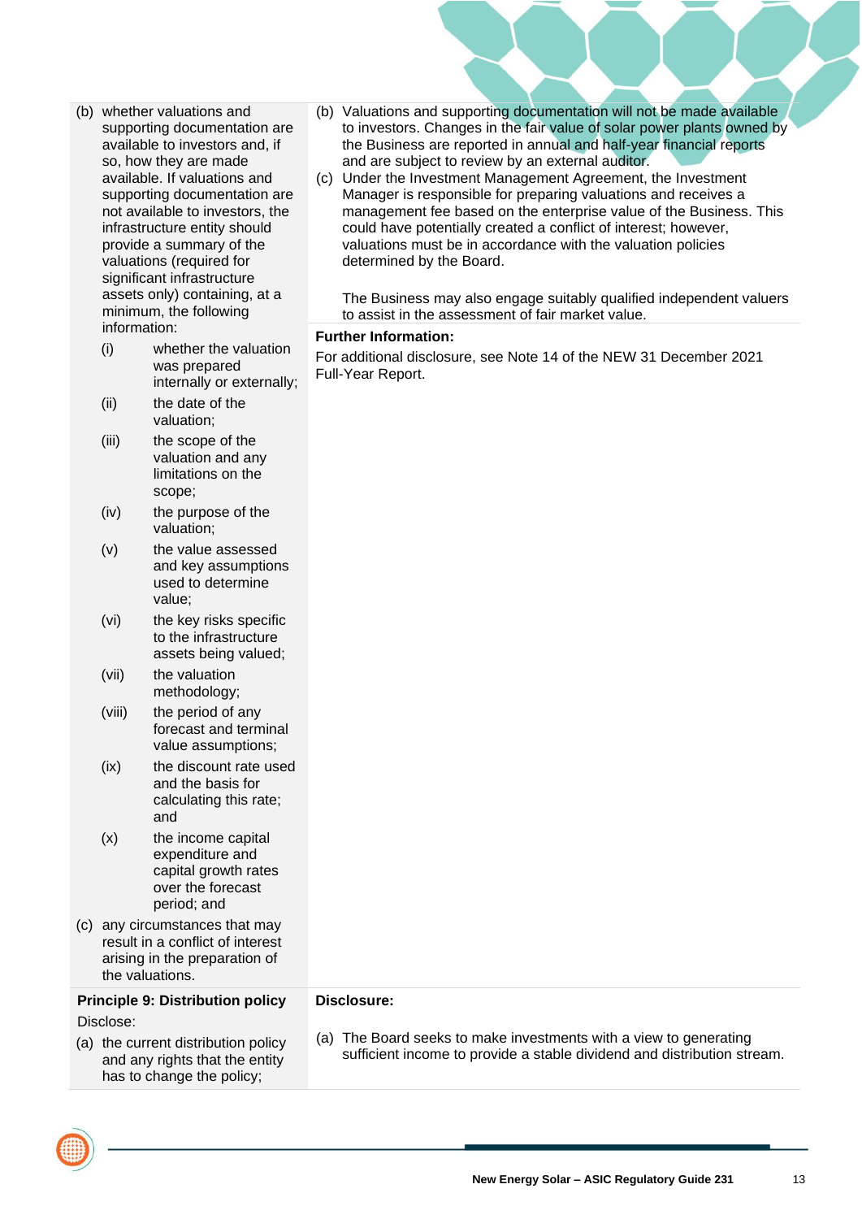| | |
|---|---|
| (b) whether valuations and supporting documentation are available to investors and, if so, how they are made available. If valuations and supporting documentation are not available to investors, the infrastructure entity should provide a summary of the valuations (required for significant infrastructure assets only) containing, at a minimum, the following information:<br>(i) whether the valuation was prepared internally or externally;<br>(ii) the date of the valuation;<br>(iii) the scope of the valuation and any limitations on the scope;<br>(iv) the purpose of the valuation;<br>(v) the value assessed and key assumptions used to determine value;<br>(vi) the key risks specific to the infrastructure assets being valued;<br>(vii) the valuation methodology;<br>(viii) the period of any forecast and terminal value assumptions;<br>(ix) the discount rate used and the basis for calculating this rate; and<br>(x) the income capital expenditure and capital growth rates over the forecast period; and<br>(c) any circumstances that may result in a conflict of interest arising in the preparation of the valuations. | (b) Valuations and supporting documentation will not be made available to investors. Changes in the fair value of solar power plants owned by the Business are reported in annual and half-year financial reports and are subject to review by an external auditor.<br>(c) Under the Investment Management Agreement, the Investment Manager is responsible for preparing valuations and receives a management fee based on the enterprise value of the Business. This could have potentially created a conflict of interest; however, valuations must be in accordance with the valuation policies determined by the Board.<br><br>The Business may also engage suitably qualified independent valuers to assist in the assessment of fair market value.<br><br>**Further Information:**<br>For additional disclosure, see Note 14 of the NEW 31 December 2021 Full-Year Report. |
| **Principle 9: Distribution policy**<br>Disclose:<br>(a) the current distribution policy and any rights that the entity has to change the policy; | **Disclosure:**<br><br>(a) The Board seeks to make investments with a view to generating sufficient income to provide a stable dividend and distribution stream. |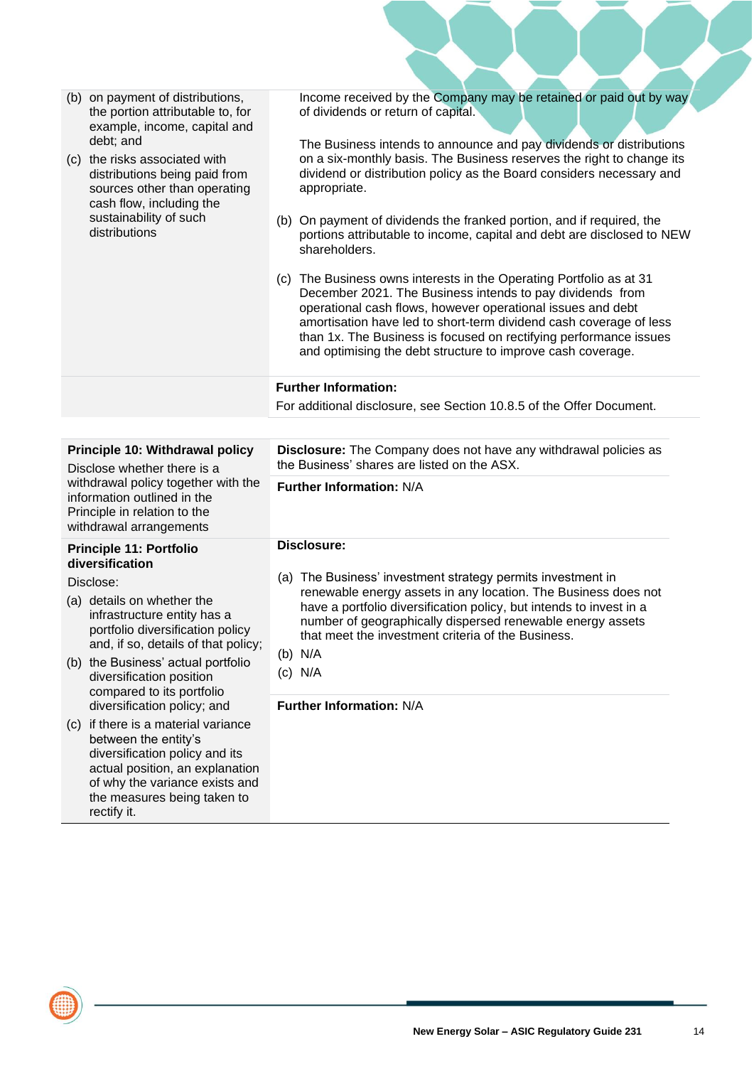| | |
|---|---|
| (b) on payment of distributions, the portion attributable to, for example, income, capital and debt; and<br>(c) the risks associated with distributions being paid from sources other than operating cash flow, including the sustainability of such distributions | Income received by the Company may be retained or paid out by way of dividends or return of capital.<br><br>The Business intends to announce and pay dividends or distributions on a six-monthly basis. The Business reserves the right to change its dividend or distribution policy as the Board considers necessary and appropriate.<br><br>(b) On payment of dividends the franked portion, and if required, the portions attributable to income, capital and debt are disclosed to NEW shareholders.<br><br>(c) The Business owns interests in the Operating Portfolio as at 31 December 2021. The Business intends to pay dividends from operational cash flows, however operational issues and debt amortisation have led to short-term dividend cash coverage of less than 1x. The Business is focused on rectifying performance issues and optimising the debt structure to improve cash coverage. |
| | **Further Information:**<br>For additional disclosure, see Section 10.8.5 of the Offer Document. |

| | |
|---|---|
| **Principle 10: Withdrawal policy**<br>Disclose whether there is a withdrawal policy together with the information outlined in the Principle in relation to the withdrawal arrangements | **Disclosure:** The Company does not have any withdrawal policies as the Business' shares are listed on the ASX.<br><br>**Further Information:** N/A |
| **Principle 11: Portfolio diversification**<br>Disclose:<br>(a) details on whether the infrastructure entity has a portfolio diversification policy and, if so, details of that policy;<br>(b) the Business' actual portfolio diversification position compared to its portfolio diversification policy; and<br>(c) if there is a material variance between the entity's diversification policy and its actual position, an explanation of why the variance exists and the measures being taken to rectify it. | **Disclosure:**<br><br>(a) The Business' investment strategy permits investment in renewable energy assets in any location. The Business does not have a portfolio diversification policy, but intends to invest in a number of geographically dispersed renewable energy assets that meet the investment criteria of the Business.<br>(b) N/A<br>(c) N/A<br><br>**Further Information:** N/A |